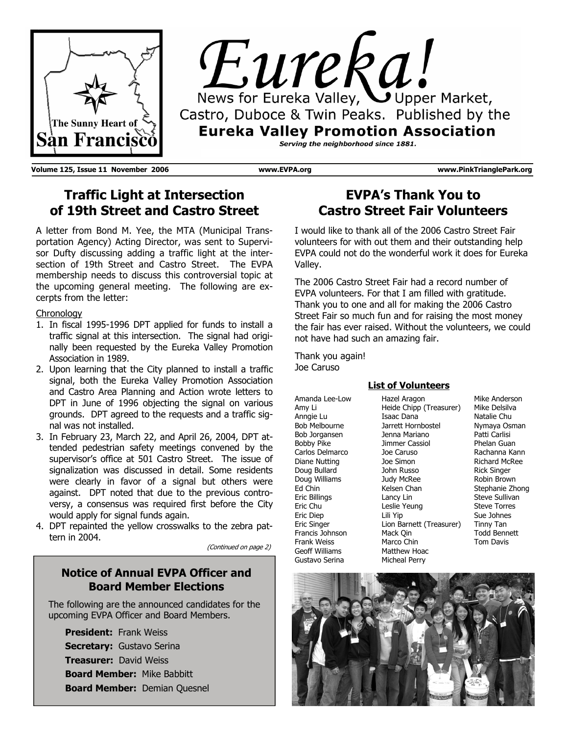# Eureka!

News for Eureka Valley, Upper Market, Castro, Duboce & Twin Peaks. Published by the **Eureka Valley Promotion Association**

*Serving the neighborhood since 1881.*

The Sunny Heart of San Francisco

**Volume 125, Issue 11 November 2006** **www.EVPA.org** **www.PinkTrianglePark.org**

## Traffic Light at Intersection of 19th Street and Castro Street

A letter from Bond M. Yee, the MTA (Municipal Transportation Agency) Acting Director, was sent to Supervisor Dufty discussing adding a traffic light at the intersection of 19th Street and Castro Street. The EVPA membership needs to discuss this controversial topic at the upcoming general meeting. The following are excerpts from the letter:

Chronology

1. In fiscal 1995-1996 DPT applied for funds to install a traffic signal at this intersection. The signal had originally been requested by the Eureka Valley Promotion Association in 1989.
2. Upon learning that the City planned to install a traffic signal, both the Eureka Valley Promotion Association and Castro Area Planning and Action wrote letters to DPT in June of 1996 objecting the signal on various grounds. DPT agreed to the requests and a traffic signal was not installed.
3. In February 23, March 22, and April 26, 2004, DPT attended pedestrian safety meetings convened by the supervisor's office at 501 Castro Street. The issue of signalization was discussed in detail. Some residents were clearly in favor of a signal but others were against. DPT noted that due to the previous controversy, a consensus was required first before the City would apply for signal funds again.
4. DPT repainted the yellow crosswalks to the zebra pattern in 2004.

*(Continued on page 2)*

### Notice of Annual EVPA Officer and Board Member Elections

The following are the announced candidates for the upcoming EVPA Officer and Board Members.

**President:** Frank Weiss
**Secretary:** Gustavo Serina
**Treasurer:** David Weiss
**Board Member:** Mike Babbitt
**Board Member:** Demian Quesnel

## EVPA's Thank You to Castro Street Fair Volunteers

I would like to thank all of the 2006 Castro Street Fair volunteers for with out them and their outstanding help EVPA could not do the wonderful work it does for Eureka Valley.

The 2006 Castro Street Fair had a record number of EVPA volunteers. For that I am filled with gratitude. Thank you to one and all for making the 2006 Castro Street Fair so much fun and for raising the most money the fair has ever raised. Without the volunteers, we could not have had such an amazing fair.

Thank you again!
Joe Caruso

**List of Volunteers**

Amanda Lee-Low
Amy Li
Anngie Lu
Bob Melbourne
Bob Jorgansen
Bobby Pike
Carlos Delmarco
Diane Nutting
Doug Bullard
Doug Williams
Ed Chin
Eric Billings
Eric Chu
Eric Diep
Eric Singer
Francis Johnson
Frank Weiss
Geoff Williams
Gustavo Serina
Hazel Aragon
Heide Chipp (Treasurer)
Isaac Dana
Jarrett Hornbostel
Jenna Mariano
Jimmer Cassiol
Joe Caruso
Joe Simon
John Russo
Judy McRee
Kelsen Chan
Lancy Lin
Leslie Yeung
Lili Yip
Lion Barnett (Treasurer)
Mack Qin
Marco Chin
Matthew Hoac
Micheal Perry
Mike Anderson
Mike Delsilva
Natalie Chu
Nymaya Osman
Patti Carlisi
Phelan Guan
Rachanna Kann
Richard McRee
Rick Singer
Robin Brown
Stephanie Zhong
Steve Sullivan
Steve Torres
Sue Johnes
Tinny Tan
Todd Bennett
Tom Davis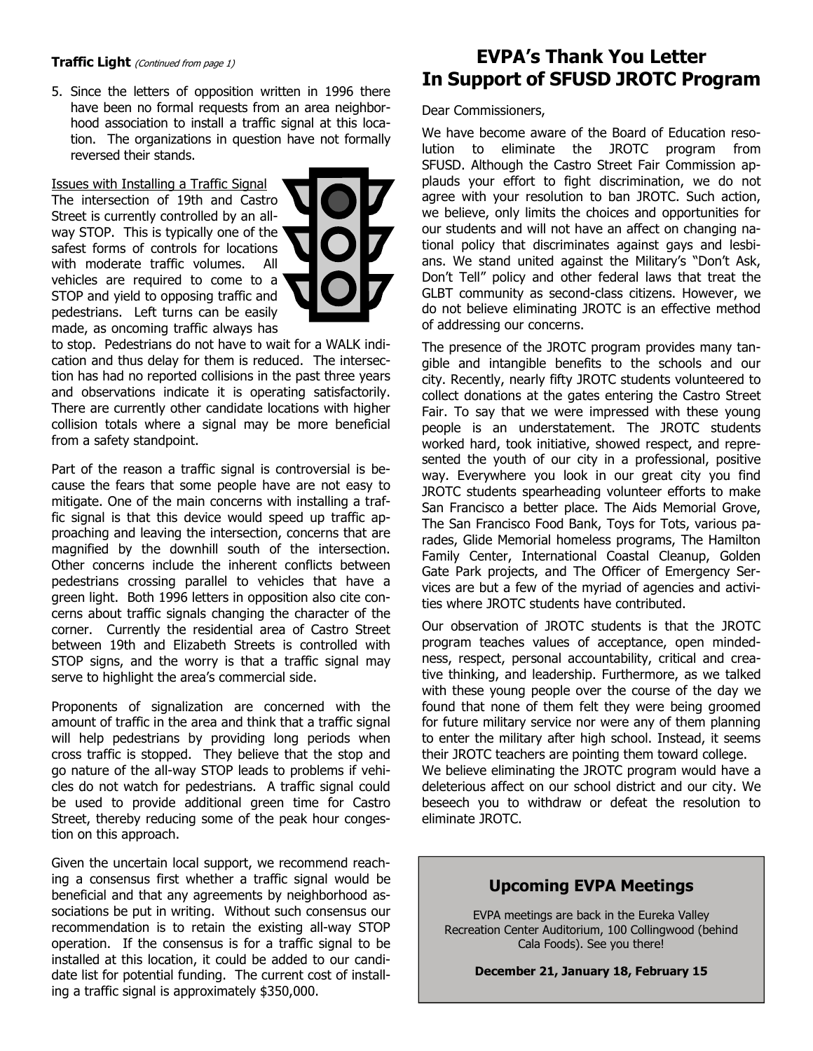**Traffic Light** *(Continued from page 1)*

5. Since the letters of opposition written in 1996 there have been no formal requests from an area neighborhood association to install a traffic signal at this location. The organizations in question have not formally reversed their stands.

Issues with Installing a Traffic Signal

The intersection of 19th and Castro Street is currently controlled by an all-way STOP. This is typically one of the safest forms of controls for locations with moderate traffic volumes. All vehicles are required to come to a STOP and yield to opposing traffic and pedestrians. Left turns can be easily made, as oncoming traffic always has to stop. Pedestrians do not have to wait for a WALK indication and thus delay for them is reduced. The intersection has had no reported collisions in the past three years and observations indicate it is operating satisfactorily. There are currently other candidate locations with higher collision totals where a signal may be more beneficial from a safety standpoint.

Part of the reason a traffic signal is controversial is because the fears that some people have are not easy to mitigate. One of the main concerns with installing a traffic signal is that this device would speed up traffic approaching and leaving the intersection, concerns that are magnified by the downhill south of the intersection. Other concerns include the inherent conflicts between pedestrians crossing parallel to vehicles that have a green light. Both 1996 letters in opposition also cite concerns about traffic signals changing the character of the corner. Currently the residential area of Castro Street between 19th and Elizabeth Streets is controlled with STOP signs, and the worry is that a traffic signal may serve to highlight the area's commercial side.

Proponents of signalization are concerned with the amount of traffic in the area and think that a traffic signal will help pedestrians by providing long periods when cross traffic is stopped. They believe that the stop and go nature of the all-way STOP leads to problems if vehicles do not watch for pedestrians. A traffic signal could be used to provide additional green time for Castro Street, thereby reducing some of the peak hour congestion on this approach.

Given the uncertain local support, we recommend reaching a consensus first whether a traffic signal would be beneficial and that any agreements by neighborhood associations be put in writing. Without such consensus our recommendation is to retain the existing all-way STOP operation. If the consensus is for a traffic signal to be installed at this location, it could be added to our candidate list for potential funding. The current cost of installing a traffic signal is approximately $350,000.

# EVPA's Thank You Letter In Support of SFUSD JROTC Program

Dear Commissioners,

We have become aware of the Board of Education resolution to eliminate the JROTC program from SFUSD. Although the Castro Street Fair Commission applauds your effort to fight discrimination, we do not agree with your resolution to ban JROTC. Such action, we believe, only limits the choices and opportunities for our students and will not have an affect on changing national policy that discriminates against gays and lesbians. We stand united against the Military's "Don't Ask, Don't Tell" policy and other federal laws that treat the GLBT community as second-class citizens. However, we do not believe eliminating JROTC is an effective method of addressing our concerns.

The presence of the JROTC program provides many tangible and intangible benefits to the schools and our city. Recently, nearly fifty JROTC students volunteered to collect donations at the gates entering the Castro Street Fair. To say that we were impressed with these young people is an understatement. The JROTC students worked hard, took initiative, showed respect, and represented the youth of our city in a professional, positive way. Everywhere you look in our great city you find JROTC students spearheading volunteer efforts to make San Francisco a better place. The Aids Memorial Grove, The San Francisco Food Bank, Toys for Tots, various parades, Glide Memorial homeless programs, The Hamilton Family Center, International Coastal Cleanup, Golden Gate Park projects, and The Officer of Emergency Services are but a few of the myriad of agencies and activities where JROTC students have contributed.

Our observation of JROTC students is that the JROTC program teaches values of acceptance, open mindedness, respect, personal accountability, critical and creative thinking, and leadership. Furthermore, as we talked with these young people over the course of the day we found that none of them felt they were being groomed for future military service nor were any of them planning to enter the military after high school. Instead, it seems their JROTC teachers are pointing them toward college.

We believe eliminating the JROTC program would have a deleterious affect on our school district and our city. We beseech you to withdraw or defeat the resolution to eliminate JROTC.

## Upcoming EVPA Meetings

EVPA meetings are back in the Eureka Valley Recreation Center Auditorium, 100 Collingwood (behind Cala Foods). See you there!

**December 21, January 18, February 15**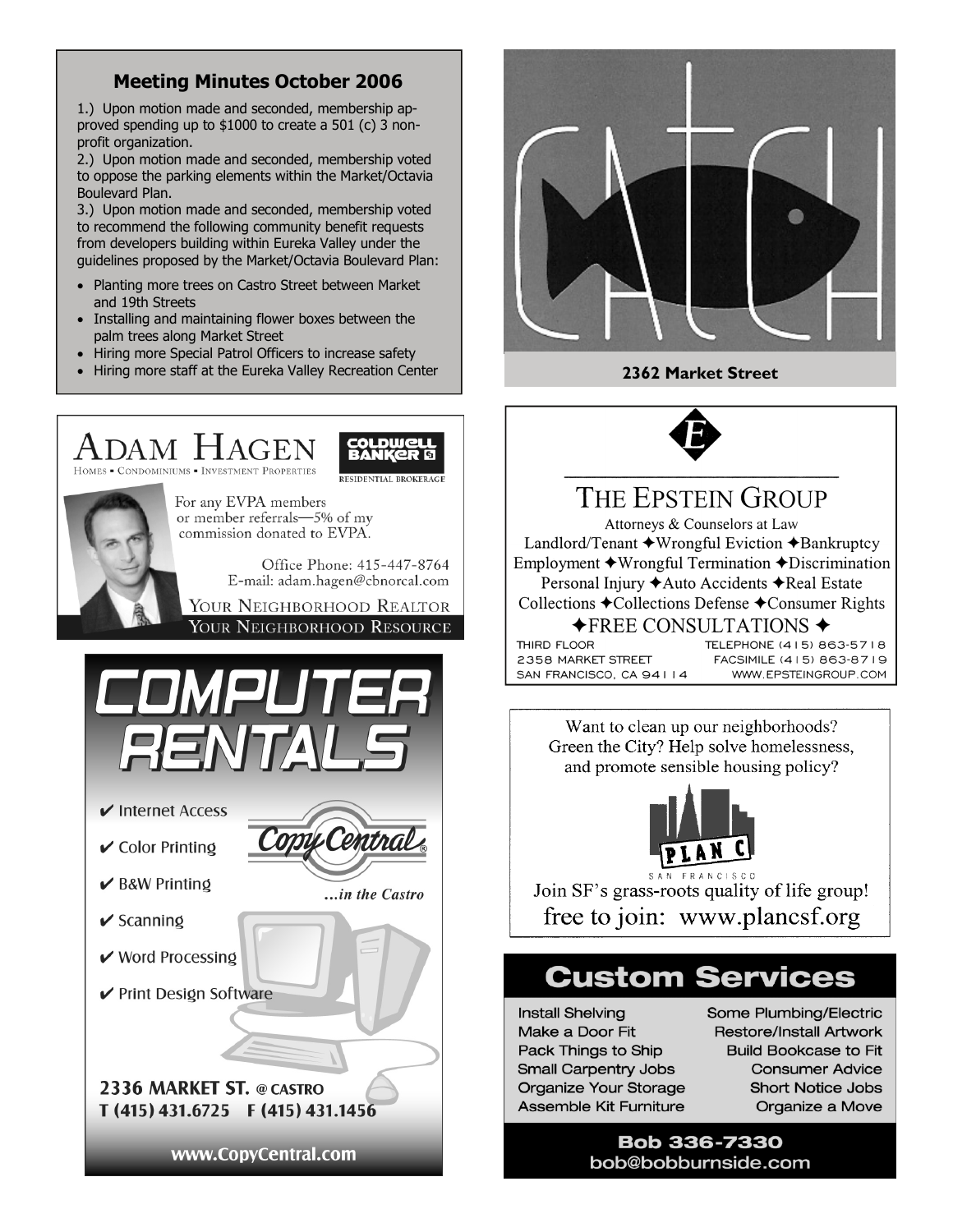## Meeting Minutes October 2006

1.) Upon motion made and seconded, membership approved spending up to $1000 to create a 501 (c) 3 non-profit organization.

2.) Upon motion made and seconded, membership voted to oppose the parking elements within the Market/Octavia Boulevard Plan.

3.) Upon motion made and seconded, membership voted to recommend the following community benefit requests from developers building within Eureka Valley under the guidelines proposed by the Market/Octavia Boulevard Plan:

- Planting more trees on Castro Street between Market and 19th Streets
- Installing and maintaining flower boxes between the palm trees along Market Street
- Hiring more Special Patrol Officers to increase safety
- Hiring more staff at the Eureka Valley Recreation Center

---

# ADAM HAGEN

HOMES • CONDOMINIUMS • INVESTMENT PROPERTIES

COLDWELL BANKER RESIDENTIAL BROKERAGE

For any EVPA members or member referrals—5% of my commission donated to EVPA.

Office Phone: 415-447-8764
E-mail: adam.hagen@cbnorcal.com

YOUR NEIGHBORHOOD REALTOR
YOUR NEIGHBORHOOD RESOURCE

---

# COMPUTER RENTALS

Copy Central ...in the Castro

- ✔ Internet Access
- ✔ Color Printing
- ✔ B&W Printing
- ✔ Scanning
- ✔ Word Processing
- ✔ Print Design Software

**2336 MARKET ST. @ CASTRO**
**T (415) 431.6725 F (415) 431.1456**

**www.CopyCentral.com**

---

# CATCH

**2362 Market Street**

---

# THE EPSTEIN GROUP

Attorneys & Counselors at Law

Landlord/Tenant ✦Wrongful Eviction ✦Bankruptcy
Employment ✦Wrongful Termination ✦Discrimination
Personal Injury ✦Auto Accidents ✦Real Estate
Collections ✦Collections Defense ✦Consumer Rights
✦FREE CONSULTATIONS ✦

THIRD FLOOR
2358 MARKET STREET
SAN FRANCISCO, CA 94114

TELEPHONE (415) 863-5718
FACSIMILE (415) 863-8719
WWW.EPSTEINGROUP.COM

---

Want to clean up our neighborhoods? Green the City? Help solve homelessness, and promote sensible housing policy?

PLAN C SAN FRANCISCO

Join SF's grass-roots quality of life group!

free to join: www.plancsf.org

---

# Custom Services

| | |
|---|---|
| Install Shelving | Some Plumbing/Electric |
| Make a Door Fit | Restore/Install Artwork |
| Pack Things to Ship | Build Bookcase to Fit |
| Small Carpentry Jobs | Consumer Advice |
| Organize Your Storage | Short Notice Jobs |
| Assemble Kit Furniture | Organize a Move |

**Bob 336-7330**
**bob@bobburnside.com**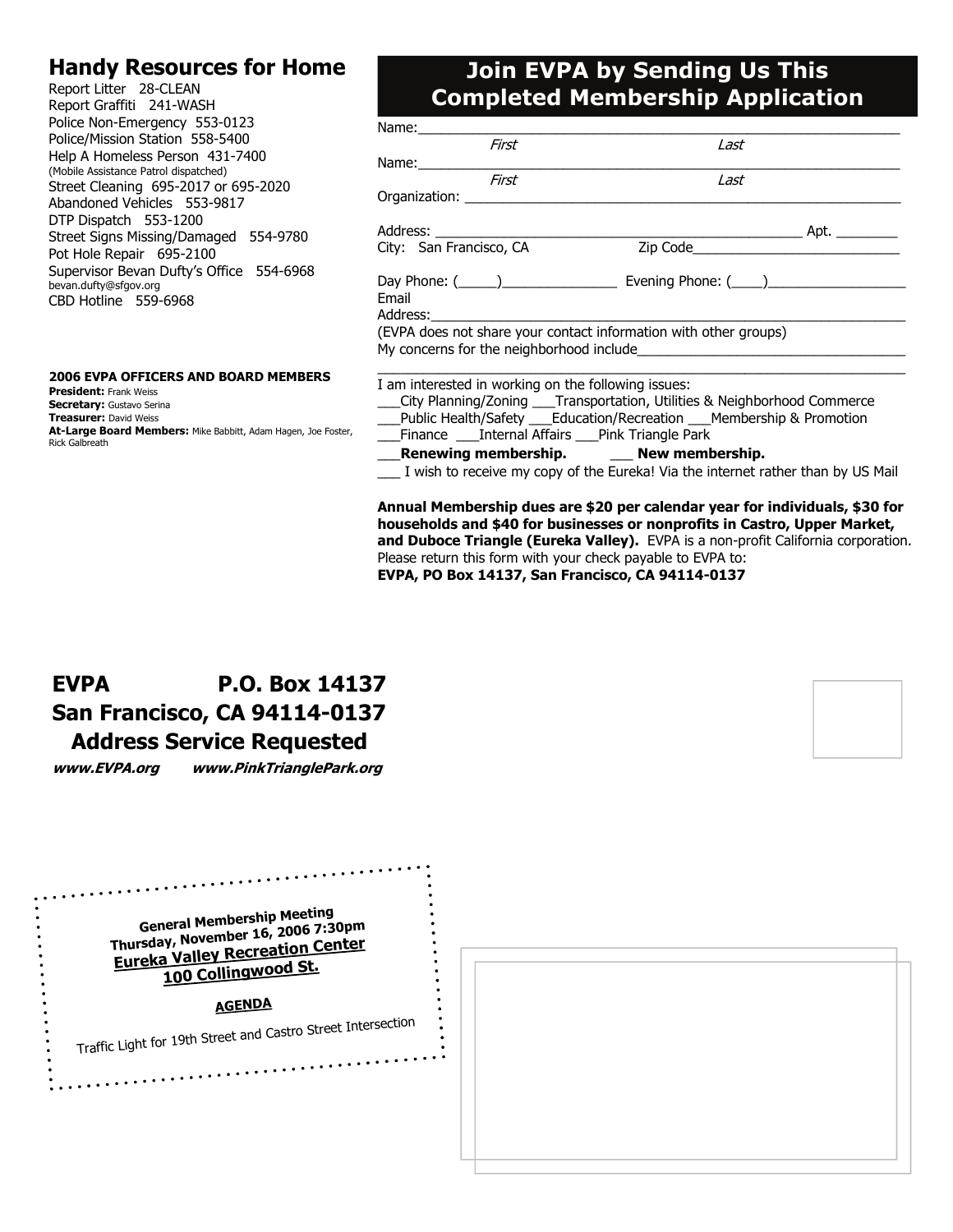## Handy Resources for Home

Report Litter 28-CLEAN
Report Graffiti 241-WASH
Police Non-Emergency 553-0123
Police/Mission Station 558-5400
Help A Homeless Person 431-7400
(Mobile Assistance Patrol dispatched)
Street Cleaning 695-2017 or 695-2020
Abandoned Vehicles 553-9817
DTP Dispatch 553-1200
Street Signs Missing/Damaged 554-9780
Pot Hole Repair 695-2100
Supervisor Bevan Dufty's Office 554-6968
bevan.dufty@sfgov.org
CBD Hotline 559-6968

**2006 EVPA OFFICERS AND BOARD MEMBERS**

**President:** Frank Weiss
**Secretary:** Gustavo Serina
**Treasurer:** David Weiss
**At-Large Board Members:** Mike Babbitt, Adam Hagen, Joe Foster, Rick Galbreath

## Join EVPA by Sending Us This Completed Membership Application

Name:______________________________________________
*First* *Last*

Name:______________________________________________
*First* *Last*

Organization: ______________________________________

Address: ___________________________________ Apt. ________
City: San Francisco, CA Zip Code__________________________

Day Phone: (_____)______________ Evening Phone: (____)_________________
Email Address:______________________________________________
(EVPA does not share your contact information with other groups)
My concerns for the neighborhood include___________________________________
______________________________________________________________

I am interested in working on the following issues:
___City Planning/Zoning ___Transportation, Utilities & Neighborhood Commerce
___Public Health/Safety ___Education/Recreation ___Membership & Promotion
___Finance ___Internal Affairs ___Pink Triangle Park
**___Renewing membership.** **___ New membership.**
___ I wish to receive my copy of the Eureka! Via the internet rather than by US Mail

**Annual Membership dues are $20 per calendar year for individuals, $30 for households and $40 for businesses or nonprofits in Castro, Upper Market, and Duboce Triangle (Eureka Valley).** EVPA is a non-profit California corporation. Please return this form with your check payable to EVPA to:
**EVPA, PO Box 14137, San Francisco, CA 94114-0137**

**EVPA P.O. Box 14137**
**San Francisco, CA 94114-0137**
**Address Service Requested**

***www.EVPA.org*** ***www.PinkTrianglePark.org***

**General Membership Meeting**
**Thursday, November 16, 2006 7:30pm**
**Eureka Valley Recreation Center**
**100 Collingwood St.**

**AGENDA**

Traffic Light for 19th Street and Castro Street Intersection